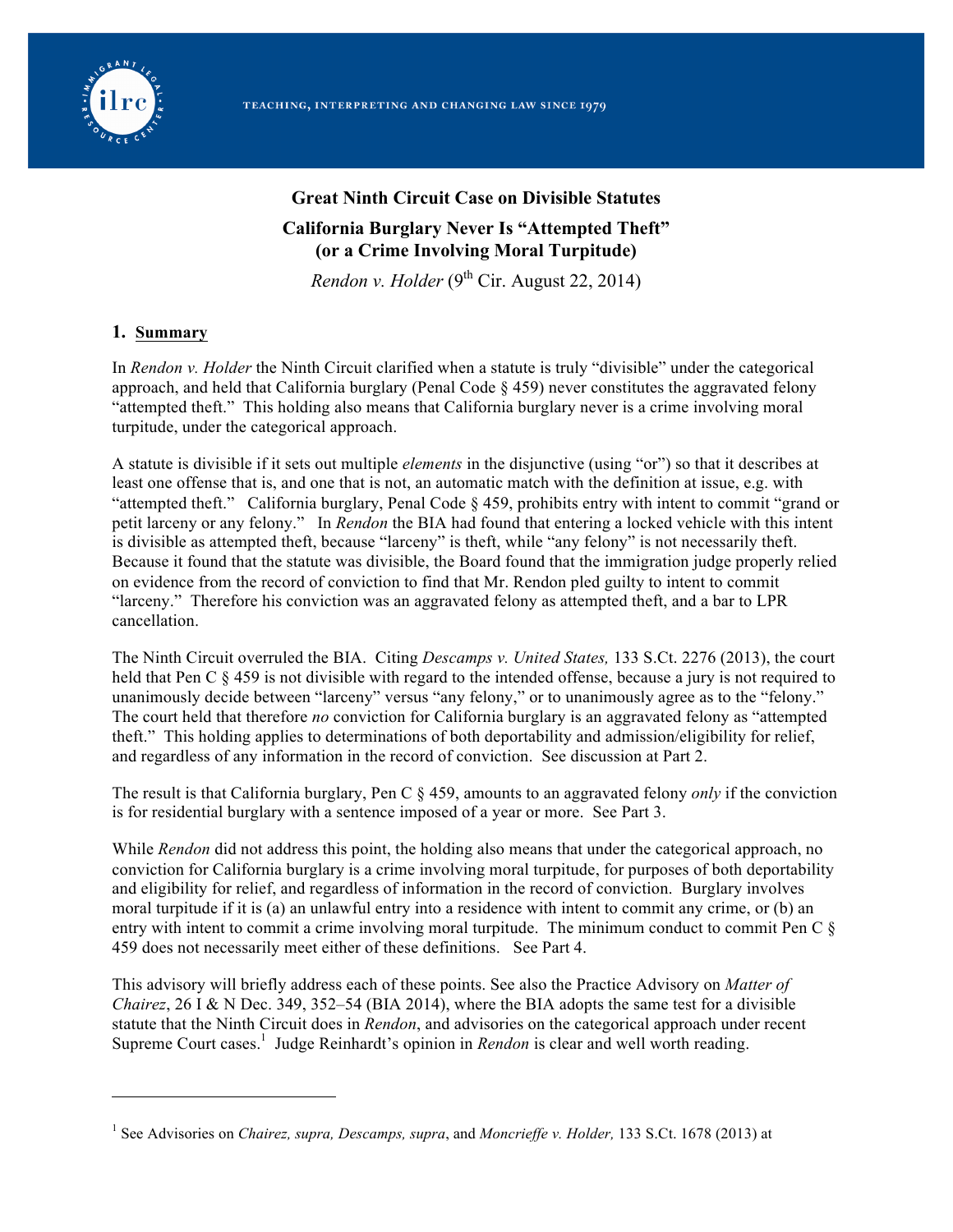**Great Ninth Circuit Case on Divisible Statutes**

**California Burglary Never Is "Attempted Theft" (or a Crime Involving Moral Turpitude)**

*Rendon v. Holder* (9th Cir. August 22, 2014)

## 1. Summary

In *Rendon v. Holder* the Ninth Circuit clarified when a statute is truly "divisible" under the categorical approach, and held that California burglary (Penal Code § 459) never constitutes the aggravated felony "attempted theft." This holding also means that California burglary never is a crime involving moral turpitude, under the categorical approach.

A statute is divisible if it sets out multiple *elements* in the disjunctive (using "or") so that it describes at least one offense that is, and one that is not, an automatic match with the definition at issue, e.g. with "attempted theft." California burglary, Penal Code § 459, prohibits entry with intent to commit "grand or petit larceny or any felony." In *Rendon* the BIA had found that entering a locked vehicle with this intent is divisible as attempted theft, because "larceny" is theft, while "any felony" is not necessarily theft. Because it found that the statute was divisible, the Board found that the immigration judge properly relied on evidence from the record of conviction to find that Mr. Rendon pled guilty to intent to commit "larceny." Therefore his conviction was an aggravated felony as attempted theft, and a bar to LPR cancellation.

The Ninth Circuit overruled the BIA. Citing *Descamps v. United States,* 133 S.Ct. 2276 (2013), the court held that Pen C § 459 is not divisible with regard to the intended offense, because a jury is not required to unanimously decide between "larceny" versus "any felony," or to unanimously agree as to the "felony." The court held that therefore *no* conviction for California burglary is an aggravated felony as "attempted theft." This holding applies to determinations of both deportability and admission/eligibility for relief, and regardless of any information in the record of conviction. See discussion at Part 2.

The result is that California burglary, Pen C § 459, amounts to an aggravated felony *only* if the conviction is for residential burglary with a sentence imposed of a year or more. See Part 3.

While *Rendon* did not address this point, the holding also means that under the categorical approach, no conviction for California burglary is a crime involving moral turpitude, for purposes of both deportability and eligibility for relief, and regardless of information in the record of conviction. Burglary involves moral turpitude if it is (a) an unlawful entry into a residence with intent to commit any crime, or (b) an entry with intent to commit a crime involving moral turpitude. The minimum conduct to commit Pen C § 459 does not necessarily meet either of these definitions. See Part 4.

This advisory will briefly address each of these points. See also the Practice Advisory on *Matter of Chairez*, 26 I & N Dec. 349, 352–54 (BIA 2014), where the BIA adopts the same test for a divisible statute that the Ninth Circuit does in *Rendon*, and advisories on the categorical approach under recent Supreme Court cases.[1] Judge Reinhardt's opinion in *Rendon* is clear and well worth reading.

---

[1] See Advisories on *Chairez, supra, Descamps, supra*, and *Moncrieffe v. Holder,* 133 S.Ct. 1678 (2013) at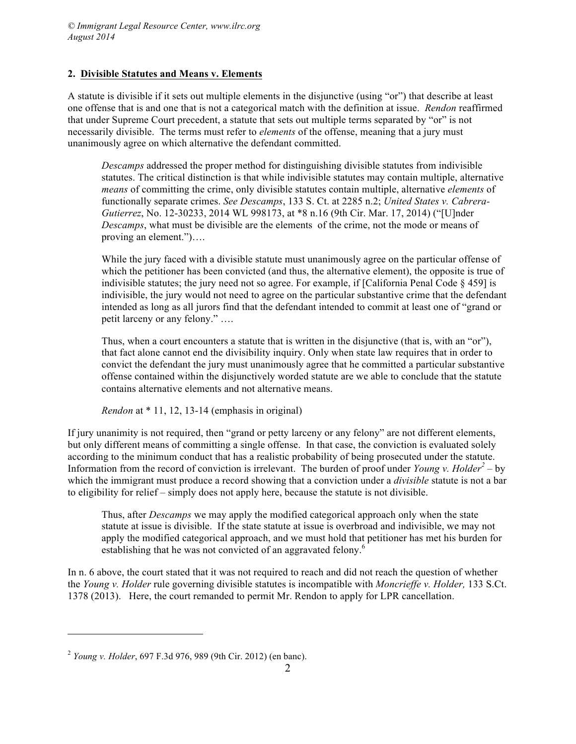## 2. Divisible Statutes and Means v. Elements

A statute is divisible if it sets out multiple elements in the disjunctive (using "or") that describe at least one offense that is and one that is not a categorical match with the definition at issue. *Rendon* reaffirmed that under Supreme Court precedent, a statute that sets out multiple terms separated by "or" is not necessarily divisible. The terms must refer to *elements* of the offense, meaning that a jury must unanimously agree on which alternative the defendant committed.

> *Descamps* addressed the proper method for distinguishing divisible statutes from indivisible statutes. The critical distinction is that while indivisible statutes may contain multiple, alternative *means* of committing the crime, only divisible statutes contain multiple, alternative *elements* of functionally separate crimes. *See Descamps*, 133 S. Ct. at 2285 n.2; *United States v. Cabrera-Gutierrez*, No. 12-30233, 2014 WL 998173, at *8 n.16 (9th Cir. Mar. 17, 2014) ("[U]nder *Descamps*, what must be divisible are the elements of the crime, not the mode or means of proving an element.")….
>
> While the jury faced with a divisible statute must unanimously agree on the particular offense of which the petitioner has been convicted (and thus, the alternative element), the opposite is true of indivisible statutes; the jury need not so agree. For example, if [California Penal Code § 459] is indivisible, the jury would not need to agree on the particular substantive crime that the defendant intended as long as all jurors find that the defendant intended to commit at least one of "grand or petit larceny or any felony." ….
>
> Thus, when a court encounters a statute that is written in the disjunctive (that is, with an "or"), that fact alone cannot end the divisibility inquiry. Only when state law requires that in order to convict the defendant the jury must unanimously agree that he committed a particular substantive offense contained within the disjunctively worded statute are we able to conclude that the statute contains alternative elements and not alternative means.
>
> *Rendon* at * 11, 12, 13-14 (emphasis in original)

If jury unanimity is not required, then "grand or petty larceny or any felony" are not different elements, but only different means of committing a single offense. In that case, the conviction is evaluated solely according to the minimum conduct that has a realistic probability of being prosecuted under the statute. Information from the record of conviction is irrelevant. The burden of proof under *Young v. Holder*[2] – by which the immigrant must produce a record showing that a conviction under a *divisible* statute is not a bar to eligibility for relief – simply does not apply here, because the statute is not divisible.

> Thus, after *Descamps* we may apply the modified categorical approach only when the state statute at issue is divisible. If the state statute at issue is overbroad and indivisible, we may not apply the modified categorical approach, and we must hold that petitioner has met his burden for establishing that he was not convicted of an aggravated felony.[6]

In n. 6 above, the court stated that it was not required to reach and did not reach the question of whether the *Young v. Holder* rule governing divisible statutes is incompatible with *Moncrieffe v. Holder,* 133 S.Ct. 1378 (2013). Here, the court remanded to permit Mr. Rendon to apply for LPR cancellation.

---

[2] *Young v. Holder*, 697 F.3d 976, 989 (9th Cir. 2012) (en banc).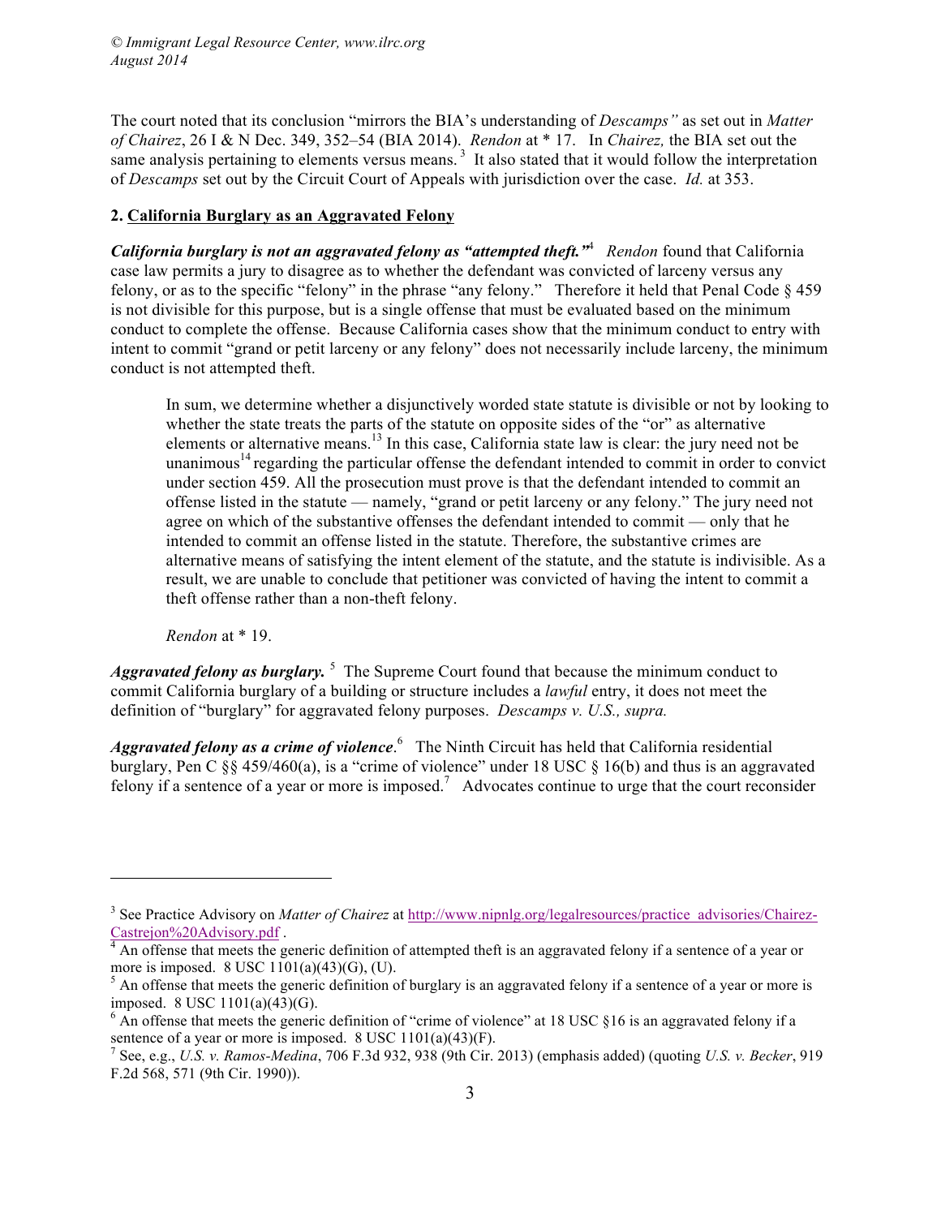The court noted that its conclusion "mirrors the BIA's understanding of *Descamps"* as set out in *Matter of Chairez*, 26 I & N Dec. 349, 352–54 (BIA 2014). *Rendon* at * 17. In *Chairez,* the BIA set out the same analysis pertaining to elements versus means.[3] It also stated that it would follow the interpretation of *Descamps* set out by the Circuit Court of Appeals with jurisdiction over the case. *Id.* at 353.

## 2. California Burglary as an Aggravated Felony

***California burglary is not an aggravated felony as "attempted theft."***[4] *Rendon* found that California case law permits a jury to disagree as to whether the defendant was convicted of larceny versus any felony, or as to the specific "felony" in the phrase "any felony." Therefore it held that Penal Code § 459 is not divisible for this purpose, but is a single offense that must be evaluated based on the minimum conduct to complete the offense. Because California cases show that the minimum conduct to entry with intent to commit "grand or petit larceny or any felony" does not necessarily include larceny, the minimum conduct is not attempted theft.

> In sum, we determine whether a disjunctively worded state statute is divisible or not by looking to whether the state treats the parts of the statute on opposite sides of the "or" as alternative elements or alternative means.[13] In this case, California state law is clear: the jury need not be unanimous[14] regarding the particular offense the defendant intended to commit in order to convict under section 459. All the prosecution must prove is that the defendant intended to commit an offense listed in the statute — namely, "grand or petit larceny or any felony." The jury need not agree on which of the substantive offenses the defendant intended to commit — only that he intended to commit an offense listed in the statute. Therefore, the substantive crimes are alternative means of satisfying the intent element of the statute, and the statute is indivisible. As a result, we are unable to conclude that petitioner was convicted of having the intent to commit a theft offense rather than a non-theft felony.
>
> *Rendon* at * 19.

***Aggravated felony as burglary.***[5] The Supreme Court found that because the minimum conduct to commit California burglary of a building or structure includes a *lawful* entry, it does not meet the definition of "burglary" for aggravated felony purposes. *Descamps v. U.S., supra.*

***Aggravated felony as a crime of violence***.[6] The Ninth Circuit has held that California residential burglary, Pen C §§ 459/460(a), is a "crime of violence" under 18 USC § 16(b) and thus is an aggravated felony if a sentence of a year or more is imposed.[7] Advocates continue to urge that the court reconsider

---

[3] See Practice Advisory on *Matter of Chairez* at http://www.nipnlg.org/legalresources/practice_advisories/Chairez-Castrejon%20Advisory.pdf .

[4] An offense that meets the generic definition of attempted theft is an aggravated felony if a sentence of a year or more is imposed. 8 USC 1101(a)(43)(G), (U).

[5] An offense that meets the generic definition of burglary is an aggravated felony if a sentence of a year or more is imposed. 8 USC 1101(a)(43)(G).

[6] An offense that meets the generic definition of "crime of violence" at 18 USC §16 is an aggravated felony if a sentence of a year or more is imposed. 8 USC 1101(a)(43)(F).

[7] See, e.g., *U.S. v. Ramos-Medina*, 706 F.3d 932, 938 (9th Cir. 2013) (emphasis added) (quoting *U.S. v. Becker*, 919 F.2d 568, 571 (9th Cir. 1990)).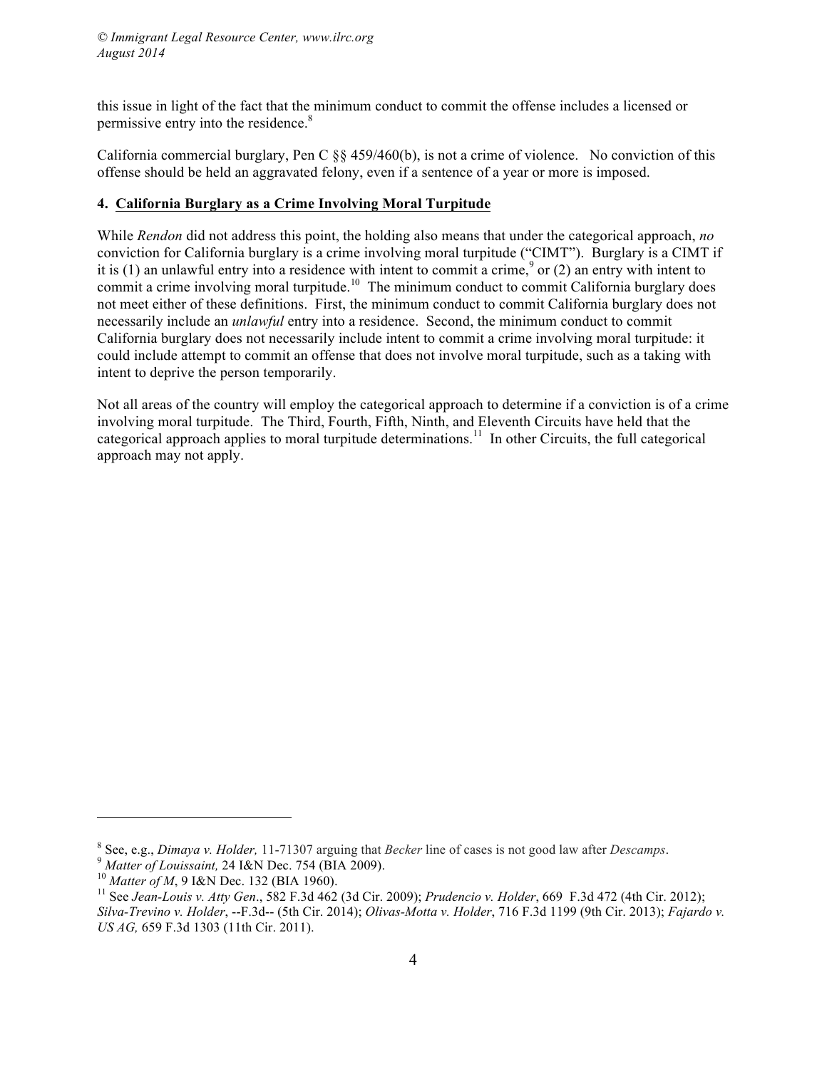this issue in light of the fact that the minimum conduct to commit the offense includes a licensed or permissive entry into the residence.[8]

California commercial burglary, Pen C §§ 459/460(b), is not a crime of violence. No conviction of this offense should be held an aggravated felony, even if a sentence of a year or more is imposed.

#### 4. California Burglary as a Crime Involving Moral Turpitude

While *Rendon* did not address this point, the holding also means that under the categorical approach, *no* conviction for California burglary is a crime involving moral turpitude ("CIMT"). Burglary is a CIMT if it is (1) an unlawful entry into a residence with intent to commit a crime,[9] or (2) an entry with intent to commit a crime involving moral turpitude.[10] The minimum conduct to commit California burglary does not meet either of these definitions. First, the minimum conduct to commit California burglary does not necessarily include an *unlawful* entry into a residence. Second, the minimum conduct to commit California burglary does not necessarily include intent to commit a crime involving moral turpitude: it could include attempt to commit an offense that does not involve moral turpitude, such as a taking with intent to deprive the person temporarily.

Not all areas of the country will employ the categorical approach to determine if a conviction is of a crime involving moral turpitude. The Third, Fourth, Fifth, Ninth, and Eleventh Circuits have held that the categorical approach applies to moral turpitude determinations.[11] In other Circuits, the full categorical approach may not apply.

---

[8] See, e.g., *Dimaya v. Holder,* 11-71307 arguing that *Becker* line of cases is not good law after *Descamps*.

[9] *Matter of Louissaint,* 24 I&N Dec. 754 (BIA 2009).

[10] *Matter of M*, 9 I&N Dec. 132 (BIA 1960).

[11] See *Jean-Louis v. Atty Gen*., 582 F.3d 462 (3d Cir. 2009); *Prudencio v. Holder*, 669 F.3d 472 (4th Cir. 2012); *Silva-Trevino v. Holder*, --F.3d-- (5th Cir. 2014); *Olivas-Motta v. Holder*, 716 F.3d 1199 (9th Cir. 2013); *Fajardo v. US AG,* 659 F.3d 1303 (11th Cir. 2011).